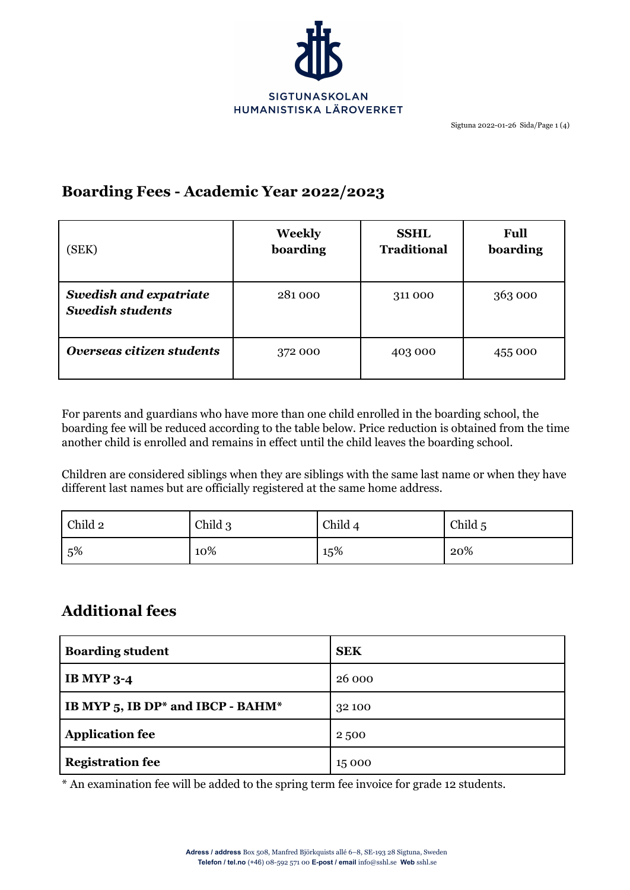SIGTUNASKOLAN
HUMANISTISKA LÄROVERKET

Sigtuna 2022-01-26

# Boarding Fees - Academic Year 2022/2023

| (SEK) | Weekly boarding | SSHL Traditional | Full boarding |
|---|---|---|---|
| ***Swedish and expatriate Swedish students*** | 281 000 | 311 000 | 363 000 |
| ***Overseas citizen students*** | 372 000 | 403 000 | 455 000 |

For parents and guardians who have more than one child enrolled in the boarding school, the boarding fee will be reduced according to the table below. Price reduction is obtained from the time another child is enrolled and remains in effect until the child leaves the boarding school.

Children are considered siblings when they are siblings with the same last name or when they have different last names but are officially registered at the same home address.

| Child 2 | Child 3 | Child 4 | Child 5 |
|---|---|---|---|
| 5% | 10% | 15% | 20% |

## Additional fees

| **Boarding student** | **SEK** |
|---|---|
| **IB MYP 3-4** | 26 000 |
| **IB MYP 5, IB DP* and IBCP - BAHM*** | 32 100 |
| **Application fee** | 2 500 |
| **Registration fee** | 15 000 |

* An examination fee will be added to the spring term fee invoice for grade 12 students.

**Adress / address** Box 508, Manfred Björkquists allé 6–8, SE-193 28 Sigtuna, Sweden
**Telefon / tel.no** (+46) 08-592 571 00 **E-post / email** info@sshl.se **Web** sshl.se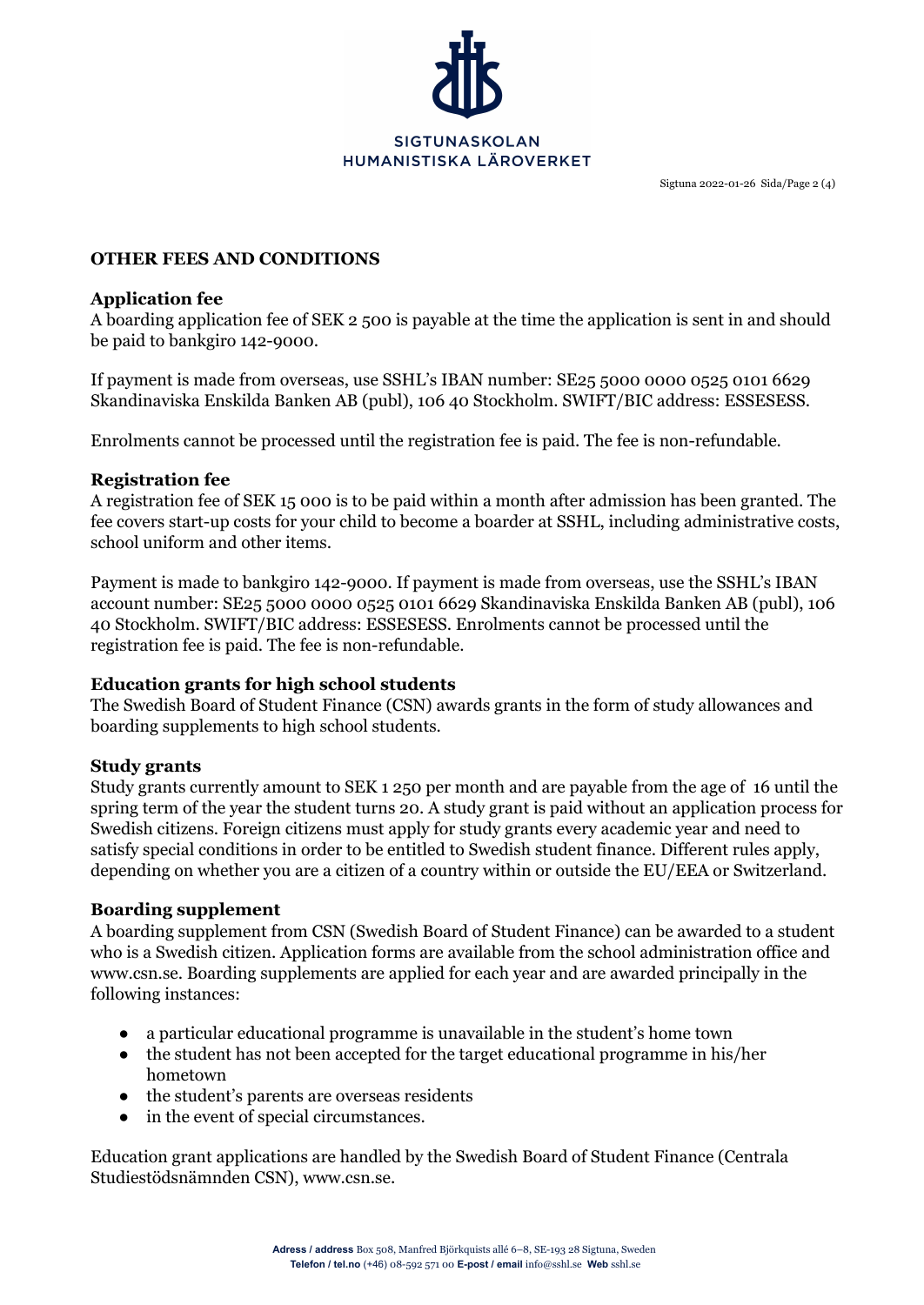## OTHER FEES AND CONDITIONS

### Application fee

A boarding application fee of SEK 2 500 is payable at the time the application is sent in and should be paid to bankgiro 142-9000.

If payment is made from overseas, use SSHL's IBAN number: SE25 5000 0000 0525 0101 6629 Skandinaviska Enskilda Banken AB (publ), 106 40 Stockholm. SWIFT/BIC address: ESSESESS.

Enrolments cannot be processed until the registration fee is paid. The fee is non-refundable.

### Registration fee

A registration fee of SEK 15 000 is to be paid within a month after admission has been granted. The fee covers start-up costs for your child to become a boarder at SSHL, including administrative costs, school uniform and other items.

Payment is made to bankgiro 142-9000. If payment is made from overseas, use the SSHL's IBAN account number: SE25 5000 0000 0525 0101 6629 Skandinaviska Enskilda Banken AB (publ), 106 40 Stockholm. SWIFT/BIC address: ESSESESS. Enrolments cannot be processed until the registration fee is paid. The fee is non-refundable.

### Education grants for high school students

The Swedish Board of Student Finance (CSN) awards grants in the form of study allowances and boarding supplements to high school students.

### Study grants

Study grants currently amount to SEK 1 250 per month and are payable from the age of 16 until the spring term of the year the student turns 20. A study grant is paid without an application process for Swedish citizens. Foreign citizens must apply for study grants every academic year and need to satisfy special conditions in order to be entitled to Swedish student finance. Different rules apply, depending on whether you are a citizen of a country within or outside the EU/EEA or Switzerland.

### Boarding supplement

A boarding supplement from CSN (Swedish Board of Student Finance) can be awarded to a student who is a Swedish citizen. Application forms are available from the school administration office and www.csn.se. Boarding supplements are applied for each year and are awarded principally in the following instances:

- a particular educational programme is unavailable in the student's home town
- the student has not been accepted for the target educational programme in his/her hometown
- the student's parents are overseas residents
- in the event of special circumstances.

Education grant applications are handled by the Swedish Board of Student Finance (Centrala Studiestödsnämnden CSN), www.csn.se.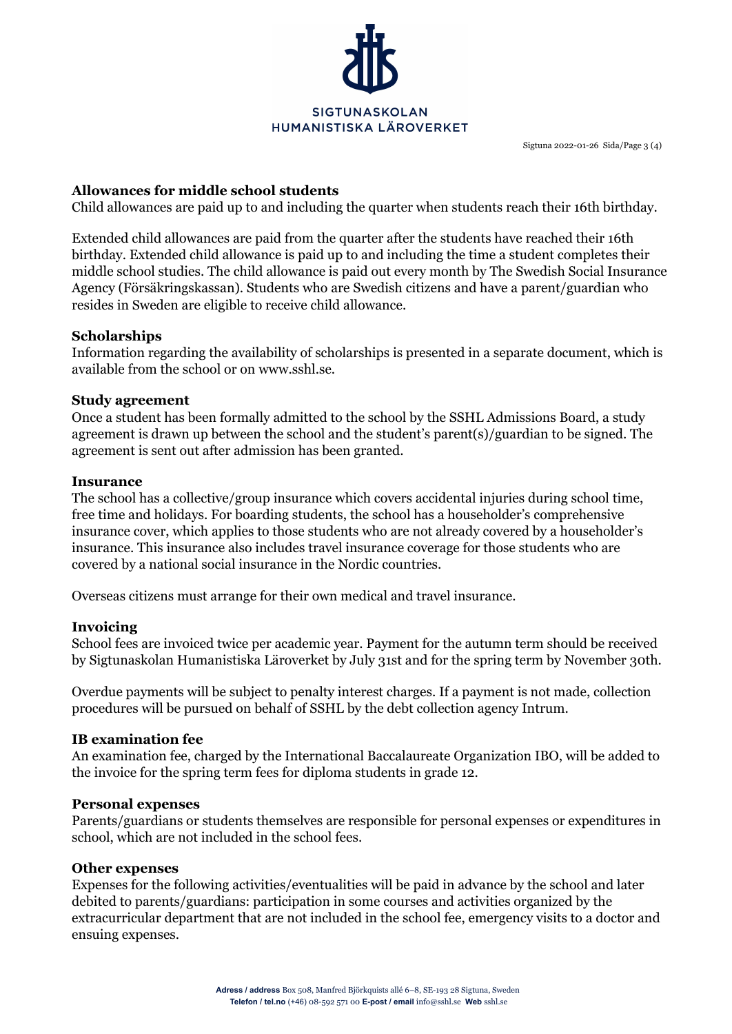## Allowances for middle school students

Child allowances are paid up to and including the quarter when students reach their 16th birthday.

Extended child allowances are paid from the quarter after the students have reached their 16th birthday. Extended child allowance is paid up to and including the time a student completes their middle school studies. The child allowance is paid out every month by The Swedish Social Insurance Agency (Försäkringskassan). Students who are Swedish citizens and have a parent/guardian who resides in Sweden are eligible to receive child allowance.

## Scholarships

Information regarding the availability of scholarships is presented in a separate document, which is available from the school or on www.sshl.se.

## Study agreement

Once a student has been formally admitted to the school by the SSHL Admissions Board, a study agreement is drawn up between the school and the student's parent(s)/guardian to be signed. The agreement is sent out after admission has been granted.

## Insurance

The school has a collective/group insurance which covers accidental injuries during school time, free time and holidays. For boarding students, the school has a householder's comprehensive insurance cover, which applies to those students who are not already covered by a householder's insurance. This insurance also includes travel insurance coverage for those students who are covered by a national social insurance in the Nordic countries.

Overseas citizens must arrange for their own medical and travel insurance.

## Invoicing

School fees are invoiced twice per academic year. Payment for the autumn term should be received by Sigtunaskolan Humanistiska Läroverket by July 31st and for the spring term by November 30th.

Overdue payments will be subject to penalty interest charges. If a payment is not made, collection procedures will be pursued on behalf of SSHL by the debt collection agency Intrum.

## IB examination fee

An examination fee, charged by the International Baccalaureate Organization IBO, will be added to the invoice for the spring term fees for diploma students in grade 12.

## Personal expenses

Parents/guardians or students themselves are responsible for personal expenses or expenditures in school, which are not included in the school fees.

## Other expenses

Expenses for the following activities/eventualities will be paid in advance by the school and later debited to parents/guardians: participation in some courses and activities organized by the extracurricular department that are not included in the school fee, emergency visits to a doctor and ensuing expenses.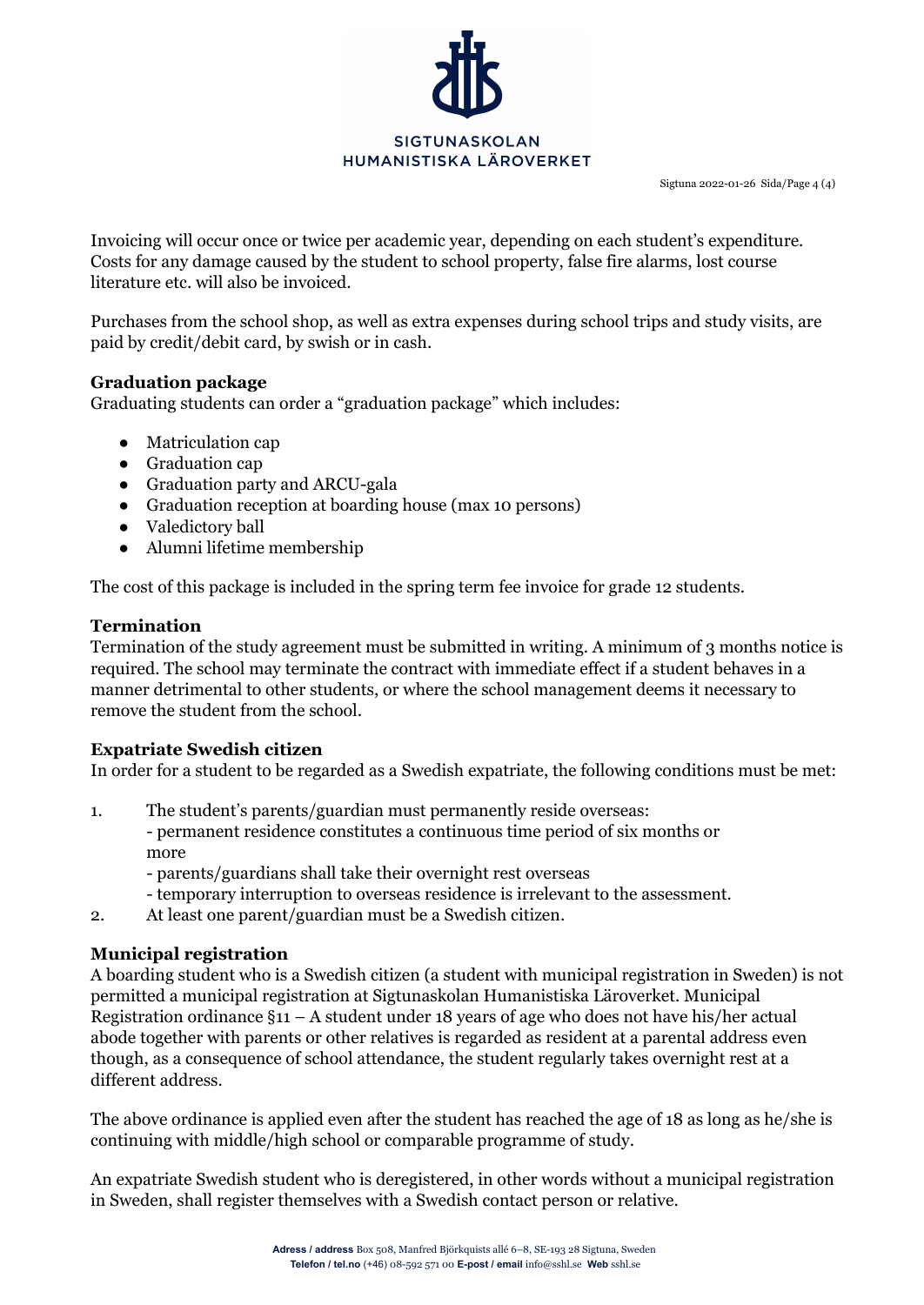Invoicing will occur once or twice per academic year, depending on each student's expenditure. Costs for any damage caused by the student to school property, false fire alarms, lost course literature etc. will also be invoiced.

Purchases from the school shop, as well as extra expenses during school trips and study visits, are paid by credit/debit card, by swish or in cash.

**Graduation package**

Graduating students can order a "graduation package" which includes:

- Matriculation cap
- Graduation cap
- Graduation party and ARCU-gala
- Graduation reception at boarding house (max 10 persons)
- Valedictory ball
- Alumni lifetime membership

The cost of this package is included in the spring term fee invoice for grade 12 students.

**Termination**

Termination of the study agreement must be submitted in writing. A minimum of 3 months notice is required. The school may terminate the contract with immediate effect if a student behaves in a manner detrimental to other students, or where the school management deems it necessary to remove the student from the school.

**Expatriate Swedish citizen**

In order for a student to be regarded as a Swedish expatriate, the following conditions must be met:

1. The student's parents/guardian must permanently reside overseas:
   - permanent residence constitutes a continuous time period of six months or more
   - parents/guardians shall take their overnight rest overseas
   - temporary interruption to overseas residence is irrelevant to the assessment.
2. At least one parent/guardian must be a Swedish citizen.

**Municipal registration**

A boarding student who is a Swedish citizen (a student with municipal registration in Sweden) is not permitted a municipal registration at Sigtunaskolan Humanistiska Läroverket. Municipal Registration ordinance §11 – A student under 18 years of age who does not have his/her actual abode together with parents or other relatives is regarded as resident at a parental address even though, as a consequence of school attendance, the student regularly takes overnight rest at a different address.

The above ordinance is applied even after the student has reached the age of 18 as long as he/she is continuing with middle/high school or comparable programme of study.

An expatriate Swedish student who is deregistered, in other words without a municipal registration in Sweden, shall register themselves with a Swedish contact person or relative.